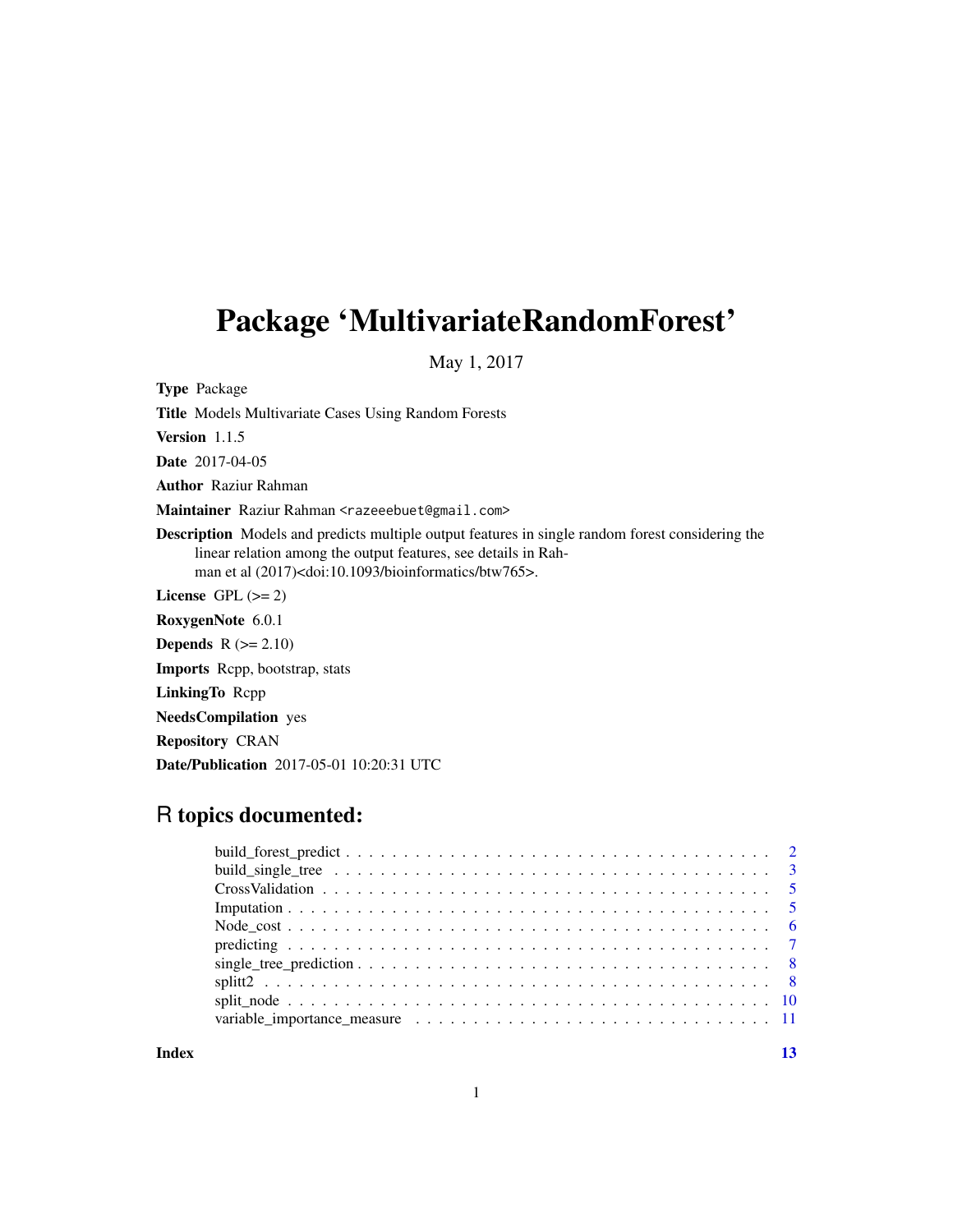# Package 'MultivariateRandomForest'

May 1, 2017

**Type** Package

**Title** Models Multivariate Cases Using Random Forests

**Version** 1.1.5

**Date** 2017-04-05

**Author** Raziur Rahman

**Maintainer** Raziur Rahman <razeeebuet@gmail.com>

**Description** Models and predicts multiple output features in single random forest considering the linear relation among the output features, see details in Rahman et al (2017)<doi:10.1093/bioinformatics/btw765>.

**License** GPL (>= 2)

**RoxygenNote** 6.0.1

**Depends** R (>= 2.10)

**Imports** Rcpp, bootstrap, stats

**LinkingTo** Rcpp

**NeedsCompilation** yes

**Repository** CRAN

**Date/Publication** 2017-05-01 10:20:31 UTC

## R topics documented:

- build_forest_predict . . . . . . . . . . . . . . . . . . . . . . . . . . . . . . . . . . . . . . 2
- build_single_tree . . . . . . . . . . . . . . . . . . . . . . . . . . . . . . . . . . . . . . . 3
- CrossValidation . . . . . . . . . . . . . . . . . . . . . . . . . . . . . . . . . . . . . . . . 5
- Imputation . . . . . . . . . . . . . . . . . . . . . . . . . . . . . . . . . . . . . . . . . . 5
- Node_cost . . . . . . . . . . . . . . . . . . . . . . . . . . . . . . . . . . . . . . . . . . 6
- predicting . . . . . . . . . . . . . . . . . . . . . . . . . . . . . . . . . . . . . . . . . . 7
- single_tree_prediction . . . . . . . . . . . . . . . . . . . . . . . . . . . . . . . . . . . . 8
- splitt2 . . . . . . . . . . . . . . . . . . . . . . . . . . . . . . . . . . . . . . . . . . . . 8
- split_node . . . . . . . . . . . . . . . . . . . . . . . . . . . . . . . . . . . . . . . . . . 10
- variable_importance_measure . . . . . . . . . . . . . . . . . . . . . . . . . . . . . . . . 11

**Index** 13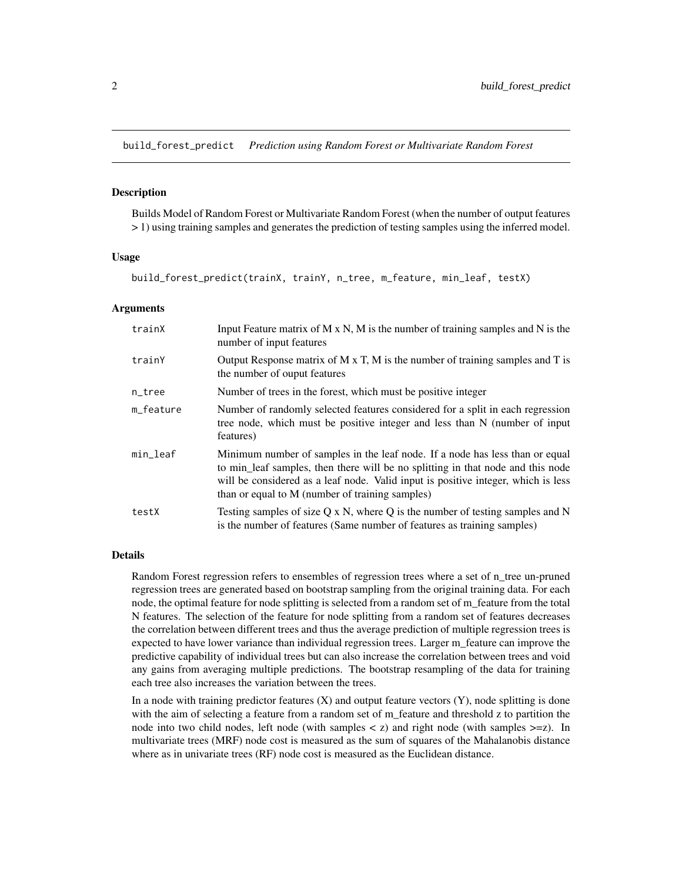## build_forest_predict *Prediction using Random Forest or Multivariate Random Forest*

### Description

Builds Model of Random Forest or Multivariate Random Forest (when the number of output features > 1) using training samples and generates the prediction of testing samples using the inferred model.

### Usage

```
build_forest_predict(trainX, trainY, n_tree, m_feature, min_leaf, testX)
```

### Arguments

| | |
|---|---|
| trainX | Input Feature matrix of M x N, M is the number of training samples and N is the number of input features |
| trainY | Output Response matrix of M x T, M is the number of training samples and T is the number of ouput features |
| n_tree | Number of trees in the forest, which must be positive integer |
| m_feature | Number of randomly selected features considered for a split in each regression tree node, which must be positive integer and less than N (number of input features) |
| min_leaf | Minimum number of samples in the leaf node. If a node has less than or equal to min_leaf samples, then there will be no splitting in that node and this node will be considered as a leaf node. Valid input is positive integer, which is less than or equal to M (number of training samples) |
| testX | Testing samples of size Q x N, where Q is the number of testing samples and N is the number of features (Same number of features as training samples) |

### Details

Random Forest regression refers to ensembles of regression trees where a set of n_tree un-pruned regression trees are generated based on bootstrap sampling from the original training data. For each node, the optimal feature for node splitting is selected from a random set of m_feature from the total N features. The selection of the feature for node splitting from a random set of features decreases the correlation between different trees and thus the average prediction of multiple regression trees is expected to have lower variance than individual regression trees. Larger m_feature can improve the predictive capability of individual trees but can also increase the correlation between trees and void any gains from averaging multiple predictions. The bootstrap resampling of the data for training each tree also increases the variation between the trees.

In a node with training predictor features (X) and output feature vectors (Y), node splitting is done with the aim of selecting a feature from a random set of m_feature and threshold z to partition the node into two child nodes, left node (with samples < z) and right node (with samples >=z). In multivariate trees (MRF) node cost is measured as the sum of squares of the Mahalanobis distance where as in univariate trees (RF) node cost is measured as the Euclidean distance.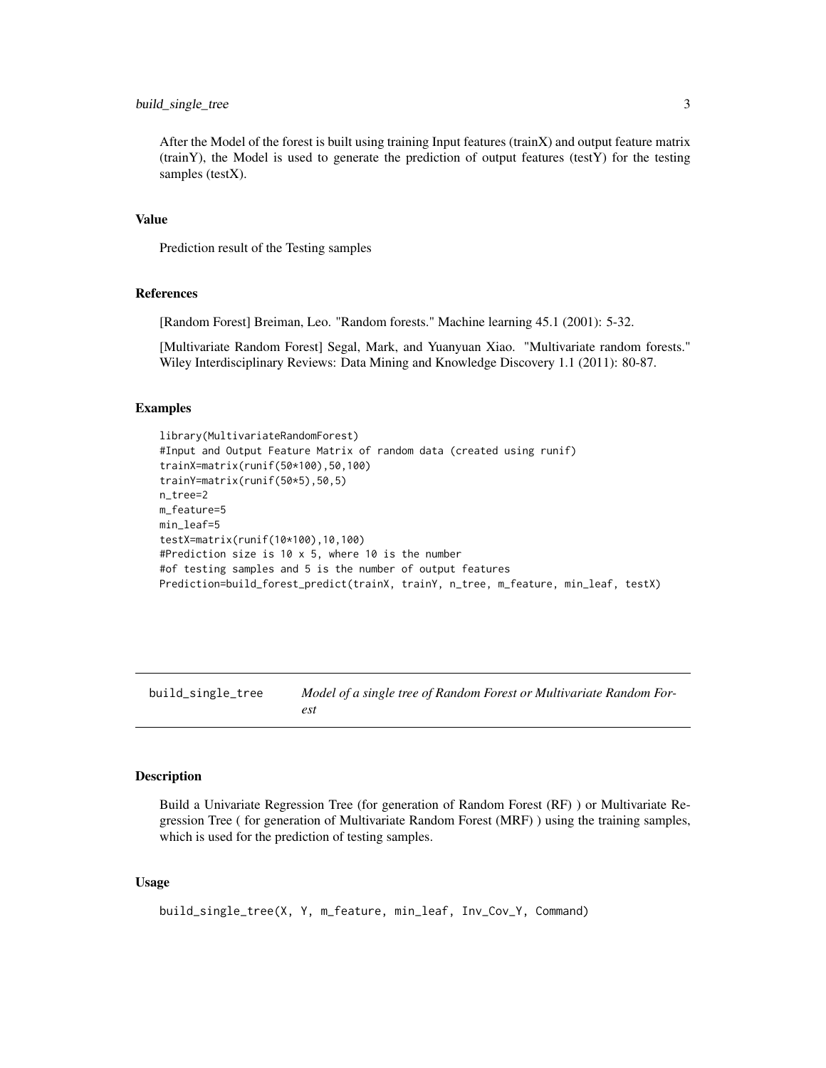After the Model of the forest is built using training Input features (trainX) and output feature matrix (trainY), the Model is used to generate the prediction of output features (testY) for the testing samples (testX).

### Value

Prediction result of the Testing samples

### References

[Random Forest] Breiman, Leo. "Random forests." Machine learning 45.1 (2001): 5-32.

[Multivariate Random Forest] Segal, Mark, and Yuanyuan Xiao. "Multivariate random forests." Wiley Interdisciplinary Reviews: Data Mining and Knowledge Discovery 1.1 (2011): 80-87.

### Examples

```
library(MultivariateRandomForest)
#Input and Output Feature Matrix of random data (created using runif)
trainX=matrix(runif(50*100),50,100)
trainY=matrix(runif(50*5),50,5)
n_tree=2
m_feature=5
min_leaf=5
testX=matrix(runif(10*100),10,100)
#Prediction size is 10 x 5, where 10 is the number
#of testing samples and 5 is the number of output features
Prediction=build_forest_predict(trainX, trainY, n_tree, m_feature, min_leaf, testX)
```

---

## build_single_tree *Model of a single tree of Random Forest or Multivariate Random Forest*

### Description

Build a Univariate Regression Tree (for generation of Random Forest (RF) ) or Multivariate Regression Tree ( for generation of Multivariate Random Forest (MRF) ) using the training samples, which is used for the prediction of testing samples.

### Usage

```
build_single_tree(X, Y, m_feature, min_leaf, Inv_Cov_Y, Command)
```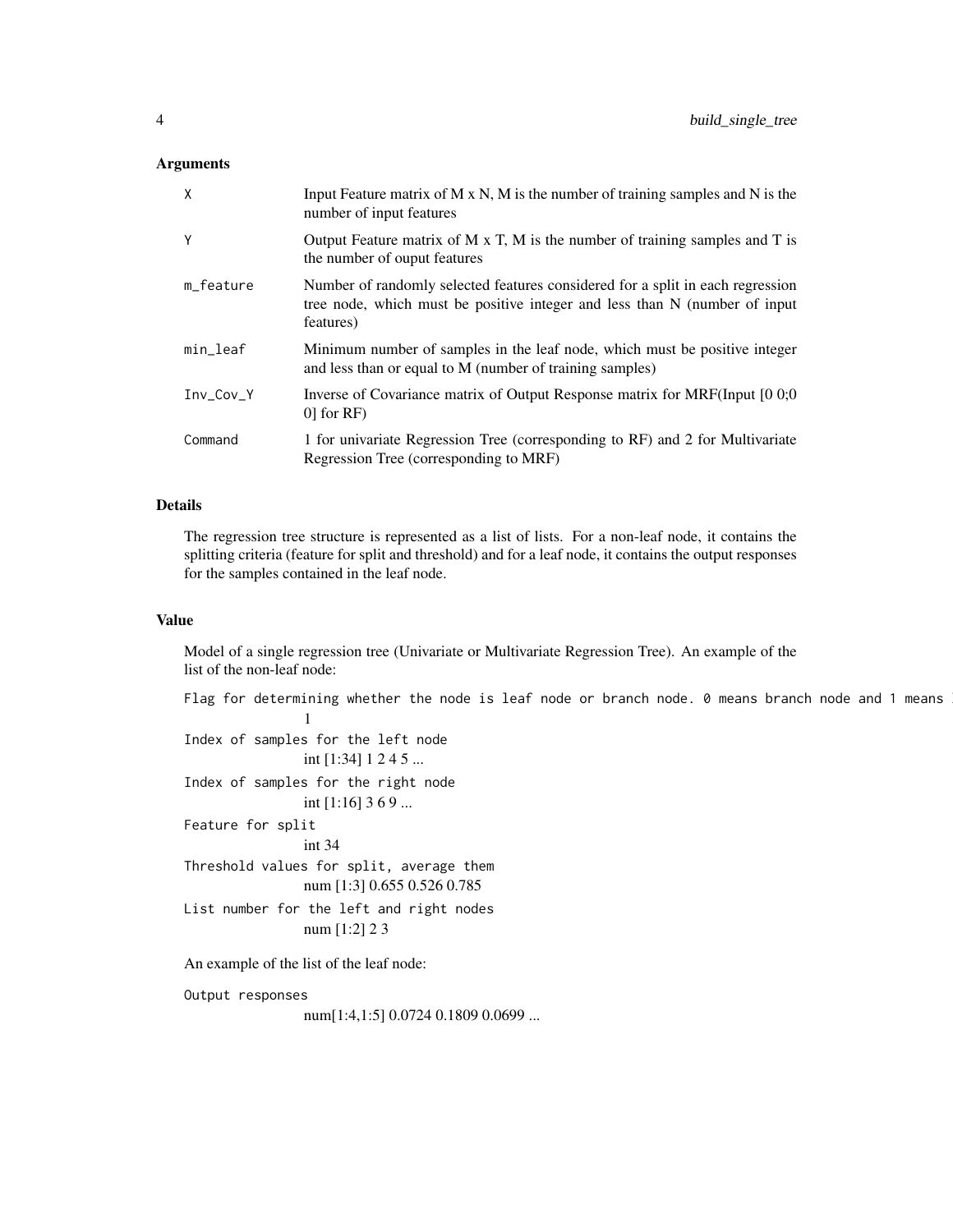## Arguments

| | |
|---|---|
| X | Input Feature matrix of M x N, M is the number of training samples and N is the number of input features |
| Y | Output Feature matrix of M x T, M is the number of training samples and T is the number of ouput features |
| m_feature | Number of randomly selected features considered for a split in each regression tree node, which must be positive integer and less than N (number of input features) |
| min_leaf | Minimum number of samples in the leaf node, which must be positive integer and less than or equal to M (number of training samples) |
| Inv_Cov_Y | Inverse of Covariance matrix of Output Response matrix for MRF(Input [0 0;0 0] for RF) |
| Command | 1 for univariate Regression Tree (corresponding to RF) and 2 for Multivariate Regression Tree (corresponding to MRF) |

## Details

The regression tree structure is represented as a list of lists. For a non-leaf node, it contains the splitting criteria (feature for split and threshold) and for a leaf node, it contains the output responses for the samples contained in the leaf node.

## Value

Model of a single regression tree (Univariate or Multivariate Regression Tree). An example of the list of the non-leaf node:

`Flag for determining whether the node is leaf node or branch node. 0 means branch node and 1 means`
: 1

`Index of samples for the left node`
: int [1:34] 1 2 4 5 ...

`Index of samples for the right node`
: int [1:16] 3 6 9 ...

`Feature for split`
: int 34

`Threshold values for split, average them`
: num [1:3] 0.655 0.526 0.785

`List number for the left and right nodes`
: num [1:2] 2 3

An example of the list of the leaf node:

`Output responses`
: num[1:4,1:5] 0.0724 0.1809 0.0699 ...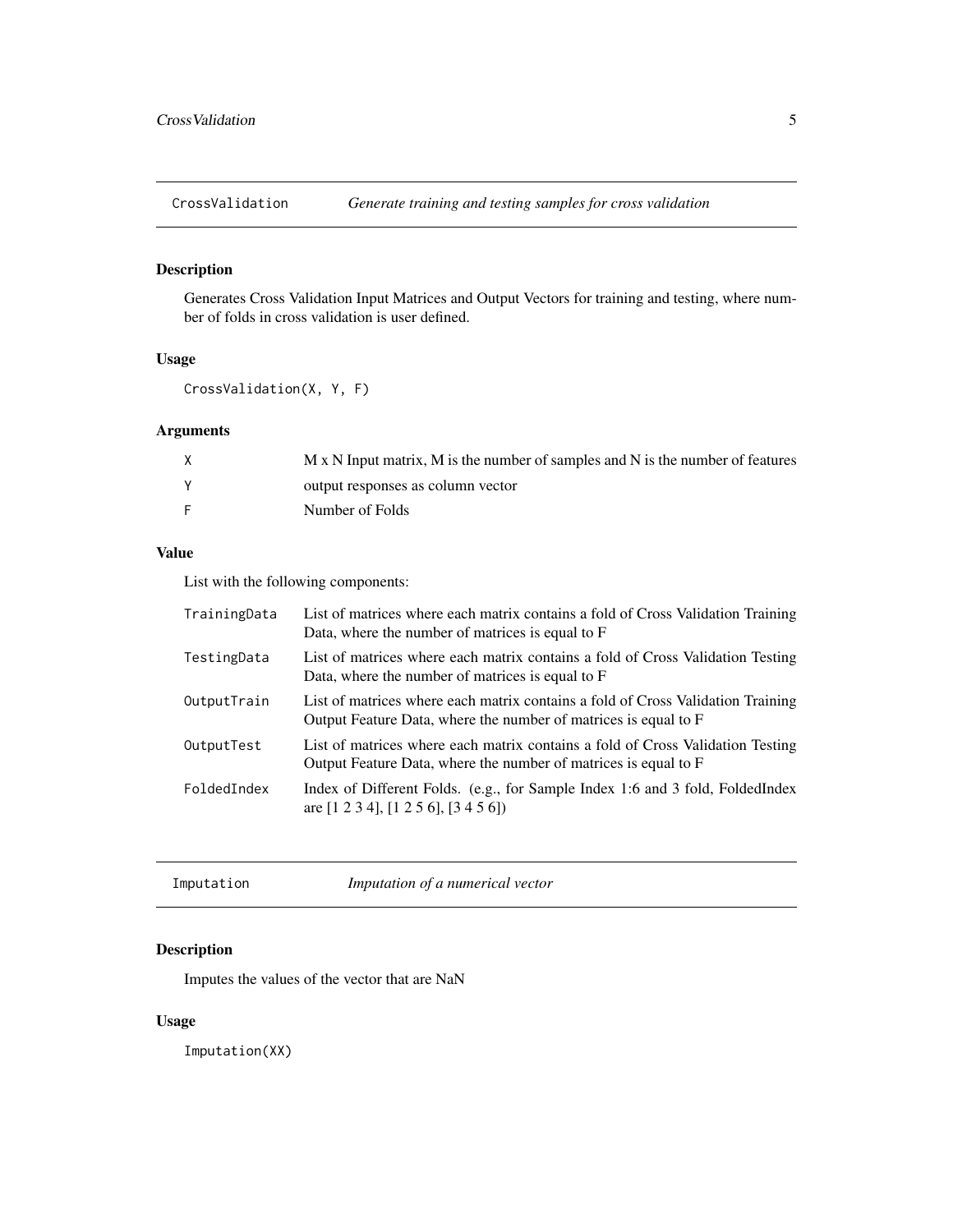## CrossValidation — *Generate training and testing samples for cross validation*

### Description

Generates Cross Validation Input Matrices and Output Vectors for training and testing, where number of folds in cross validation is user defined.

### Usage

```
CrossValidation(X, Y, F)
```

### Arguments

| | |
|---|---|
| X | M x N Input matrix, M is the number of samples and N is the number of features |
| Y | output responses as column vector |
| F | Number of Folds |

### Value

List with the following components:

| | |
|---|---|
| TrainingData | List of matrices where each matrix contains a fold of Cross Validation Training Data, where the number of matrices is equal to F |
| TestingData | List of matrices where each matrix contains a fold of Cross Validation Testing Data, where the number of matrices is equal to F |
| OutputTrain | List of matrices where each matrix contains a fold of Cross Validation Training Output Feature Data, where the number of matrices is equal to F |
| OutputTest | List of matrices where each matrix contains a fold of Cross Validation Testing Output Feature Data, where the number of matrices is equal to F |
| FoldedIndex | Index of Different Folds. (e.g., for Sample Index 1:6 and 3 fold, FoldedIndex are [1 2 3 4], [1 2 5 6], [3 4 5 6]) |

## Imputation — *Imputation of a numerical vector*

### Description

Imputes the values of the vector that are NaN

### Usage

```
Imputation(XX)
```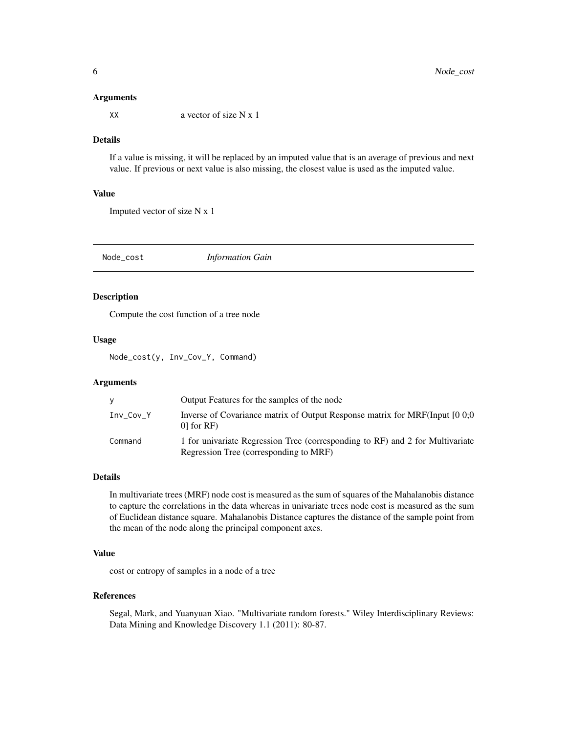### Arguments

| | |
|---|---|
| XX | a vector of size N x 1 |

### Details

If a value is missing, it will be replaced by an imputed value that is an average of previous and next value. If previous or next value is also missing, the closest value is used as the imputed value.

### Value

Imputed vector of size N x 1

---

## Node_cost — *Information Gain*

---

### Description

Compute the cost function of a tree node

### Usage

```
Node_cost(y, Inv_Cov_Y, Command)
```

### Arguments

| | |
|---|---|
| y | Output Features for the samples of the node |
| Inv_Cov_Y | Inverse of Covariance matrix of Output Response matrix for MRF(Input [0 0;0 0] for RF) |
| Command | 1 for univariate Regression Tree (corresponding to RF) and 2 for Multivariate Regression Tree (corresponding to MRF) |

### Details

In multivariate trees (MRF) node cost is measured as the sum of squares of the Mahalanobis distance to capture the correlations in the data whereas in univariate trees node cost is measured as the sum of Euclidean distance square. Mahalanobis Distance captures the distance of the sample point from the mean of the node along the principal component axes.

### Value

cost or entropy of samples in a node of a tree

### References

Segal, Mark, and Yuanyuan Xiao. "Multivariate random forests." Wiley Interdisciplinary Reviews: Data Mining and Knowledge Discovery 1.1 (2011): 80-87.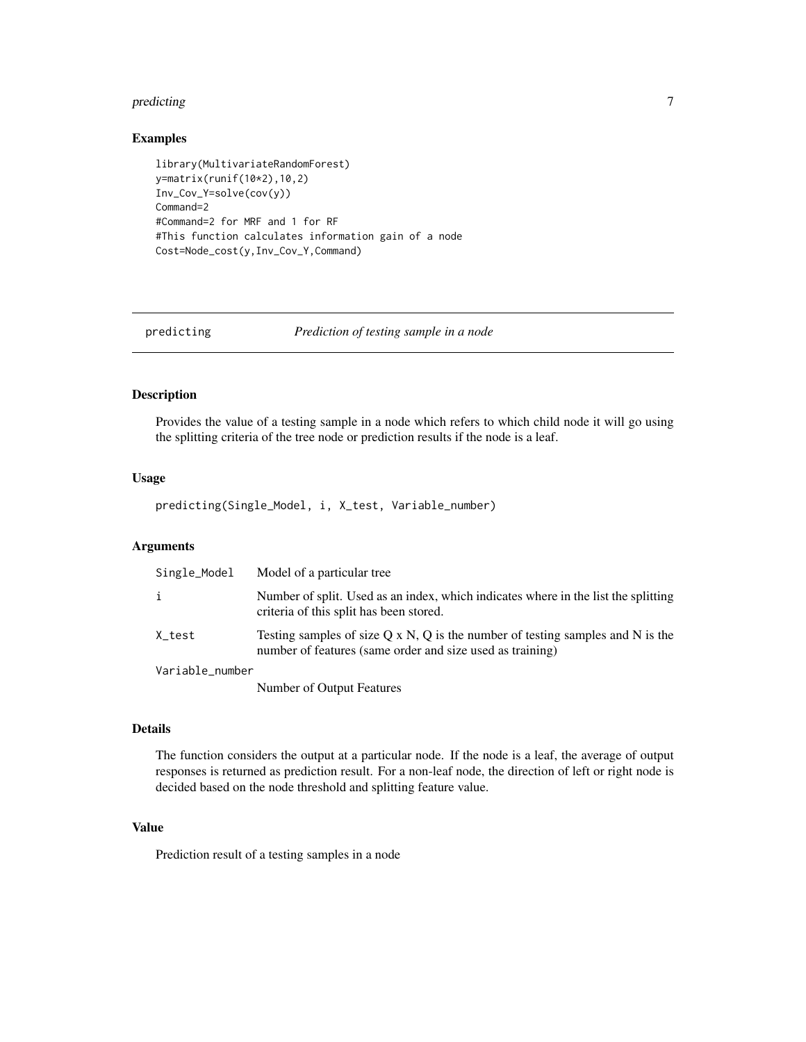## Examples

```
library(MultivariateRandomForest)
y=matrix(runif(10*2),10,2)
Inv_Cov_Y=solve(cov(y))
Command=2
#Command=2 for MRF and 1 for RF
#This function calculates information gain of a node
Cost=Node_cost(y,Inv_Cov_Y,Command)
```

---

# predicting — *Prediction of testing sample in a node*

---

## Description

Provides the value of a testing sample in a node which refers to which child node it will go using the splitting criteria of the tree node or prediction results if the node is a leaf.

## Usage

```
predicting(Single_Model, i, X_test, Variable_number)
```

## Arguments

| | |
|---|---|
| Single_Model | Model of a particular tree |
| i | Number of split. Used as an index, which indicates where in the list the splitting criteria of this split has been stored. |
| X_test | Testing samples of size Q x N, Q is the number of testing samples and N is the number of features (same order and size used as training) |
| Variable_number | Number of Output Features |

## Details

The function considers the output at a particular node. If the node is a leaf, the average of output responses is returned as prediction result. For a non-leaf node, the direction of left or right node is decided based on the node threshold and splitting feature value.

## Value

Prediction result of a testing samples in a node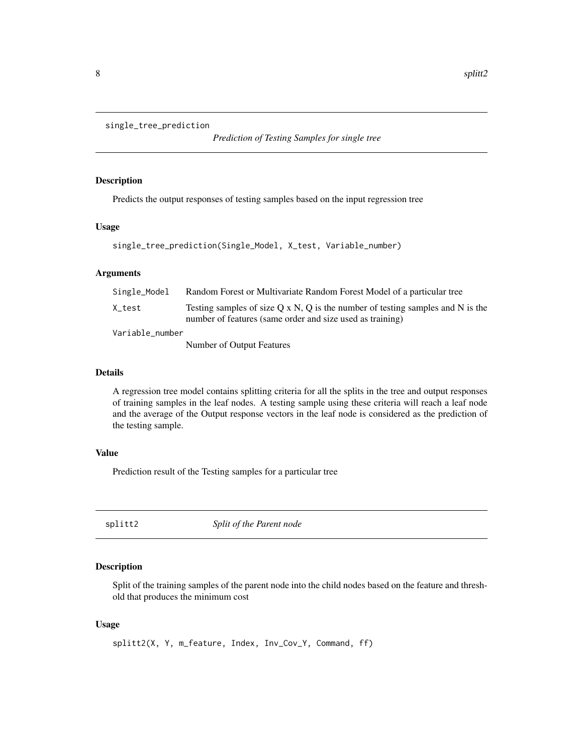## single_tree_prediction

*Prediction of Testing Samples for single tree*

### Description

Predicts the output responses of testing samples based on the input regression tree

### Usage

```
single_tree_prediction(Single_Model, X_test, Variable_number)
```

### Arguments

| | |
|---|---|
| Single_Model | Random Forest or Multivariate Random Forest Model of a particular tree |
| X_test | Testing samples of size Q x N, Q is the number of testing samples and N is the number of features (same order and size used as training) |
| Variable_number | Number of Output Features |

### Details

A regression tree model contains splitting criteria for all the splits in the tree and output responses of training samples in the leaf nodes. A testing sample using these criteria will reach a leaf node and the average of the Output response vectors in the leaf node is considered as the prediction of the testing sample.

### Value

Prediction result of the Testing samples for a particular tree

## splitt2

*Split of the Parent node*

### Description

Split of the training samples of the parent node into the child nodes based on the feature and threshold that produces the minimum cost

### Usage

```
splitt2(X, Y, m_feature, Index, Inv_Cov_Y, Command, ff)
```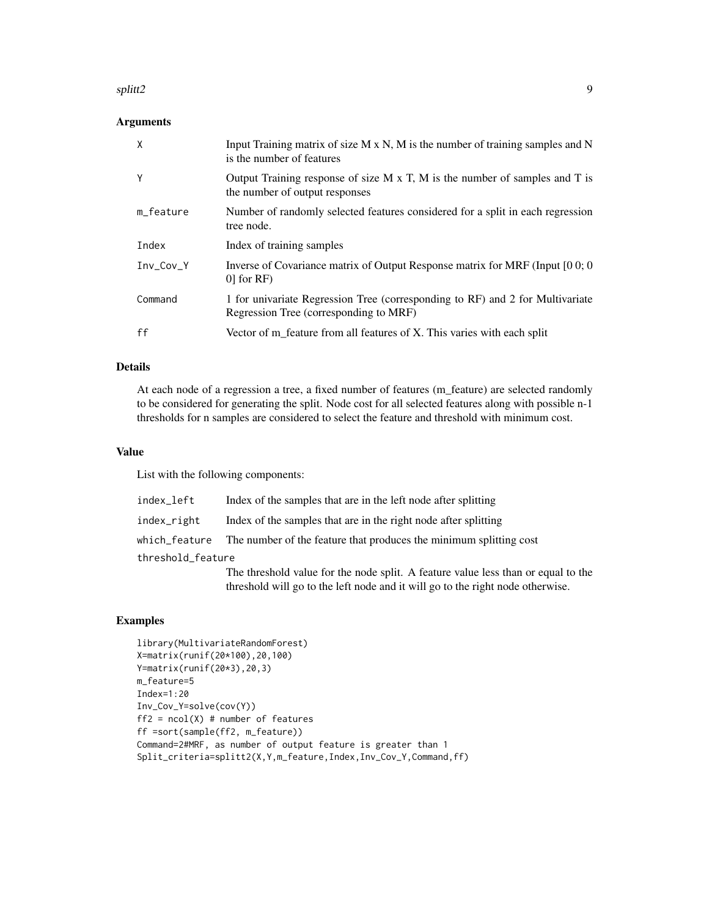### Arguments

| | |
|---|---|
| X | Input Training matrix of size M x N, M is the number of training samples and N is the number of features |
| Y | Output Training response of size M x T, M is the number of samples and T is the number of output responses |
| m_feature | Number of randomly selected features considered for a split in each regression tree node. |
| Index | Index of training samples |
| Inv_Cov_Y | Inverse of Covariance matrix of Output Response matrix for MRF (Input [0 0; 0 0] for RF) |
| Command | 1 for univariate Regression Tree (corresponding to RF) and 2 for Multivariate Regression Tree (corresponding to MRF) |
| ff | Vector of m_feature from all features of X. This varies with each split |

### Details

At each node of a regression a tree, a fixed number of features (m_feature) are selected randomly to be considered for generating the split. Node cost for all selected features along with possible n-1 thresholds for n samples are considered to select the feature and threshold with minimum cost.

### Value

List with the following components:

| | |
|---|---|
| index_left | Index of the samples that are in the left node after splitting |
| index_right | Index of the samples that are in the right node after splitting |
| which_feature | The number of the feature that produces the minimum splitting cost |
| threshold_feature | The threshold value for the node split. A feature value less than or equal to the threshold will go to the left node and it will go to the right node otherwise. |

### Examples

```
library(MultivariateRandomForest)
X=matrix(runif(20*100),20,100)
Y=matrix(runif(20*3),20,3)
m_feature=5
Index=1:20
Inv_Cov_Y=solve(cov(Y))
ff2 = ncol(X) # number of features
ff =sort(sample(ff2, m_feature))
Command=2#MRF, as number of output feature is greater than 1
Split_criteria=splitt2(X,Y,m_feature,Index,Inv_Cov_Y,Command,ff)
```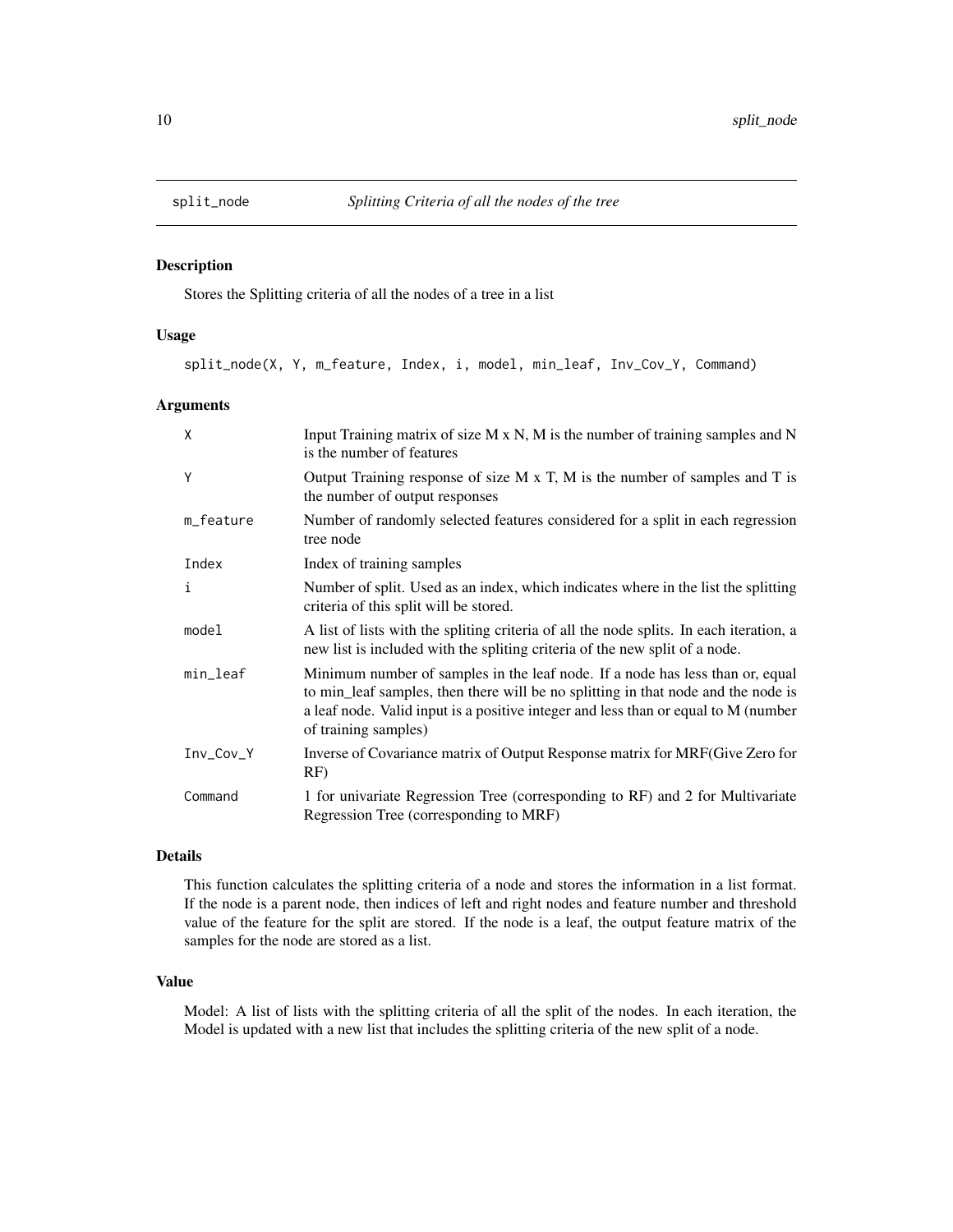# split_node — *Splitting Criteria of all the nodes of the tree*

## Description

Stores the Splitting criteria of all the nodes of a tree in a list

## Usage

```
split_node(X, Y, m_feature, Index, i, model, min_leaf, Inv_Cov_Y, Command)
```

## Arguments

| | |
|---|---|
| X | Input Training matrix of size M x N, M is the number of training samples and N is the number of features |
| Y | Output Training response of size M x T, M is the number of samples and T is the number of output responses |
| m_feature | Number of randomly selected features considered for a split in each regression tree node |
| Index | Index of training samples |
| i | Number of split. Used as an index, which indicates where in the list the splitting criteria of this split will be stored. |
| model | A list of lists with the spliting criteria of all the node splits. In each iteration, a new list is included with the spliting criteria of the new split of a node. |
| min_leaf | Minimum number of samples in the leaf node. If a node has less than or, equal to min_leaf samples, then there will be no splitting in that node and the node is a leaf node. Valid input is a positive integer and less than or equal to M (number of training samples) |
| Inv_Cov_Y | Inverse of Covariance matrix of Output Response matrix for MRF(Give Zero for RF) |
| Command | 1 for univariate Regression Tree (corresponding to RF) and 2 for Multivariate Regression Tree (corresponding to MRF) |

## Details

This function calculates the splitting criteria of a node and stores the information in a list format. If the node is a parent node, then indices of left and right nodes and feature number and threshold value of the feature for the split are stored. If the node is a leaf, the output feature matrix of the samples for the node are stored as a list.

## Value

Model: A list of lists with the splitting criteria of all the split of the nodes. In each iteration, the Model is updated with a new list that includes the splitting criteria of the new split of a node.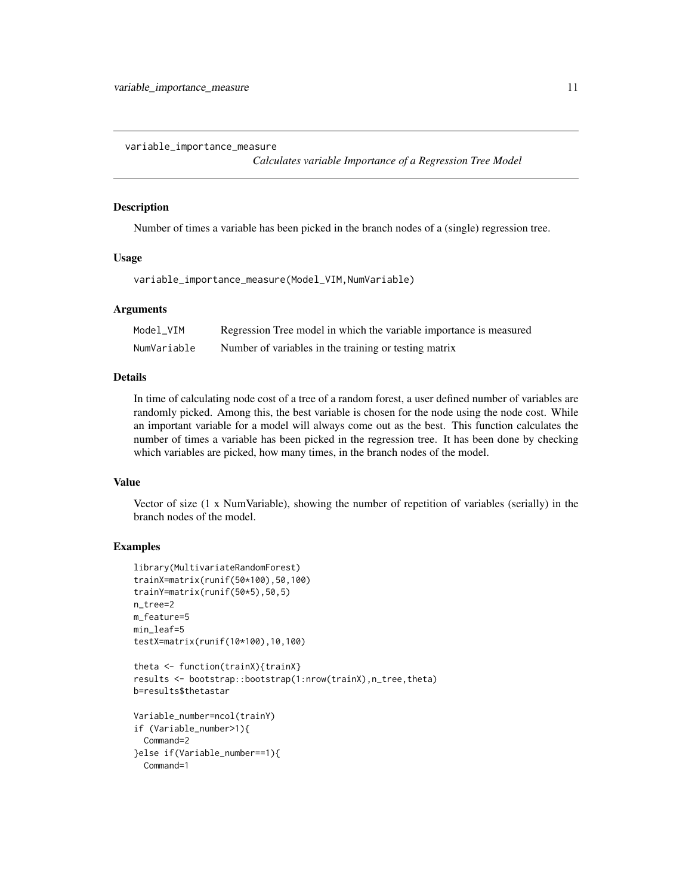`variable_importance_measure`

*Calculates variable Importance of a Regression Tree Model*

## Description

Number of times a variable has been picked in the branch nodes of a (single) regression tree.

## Usage

```
variable_importance_measure(Model_VIM,NumVariable)
```

## Arguments

| | |
|---|---|
| `Model_VIM` | Regression Tree model in which the variable importance is measured |
| `NumVariable` | Number of variables in the training or testing matrix |

## Details

In time of calculating node cost of a tree of a random forest, a user defined number of variables are randomly picked. Among this, the best variable is chosen for the node using the node cost. While an important variable for a model will always come out as the best. This function calculates the number of times a variable has been picked in the regression tree. It has been done by checking which variables are picked, how many times, in the branch nodes of the model.

## Value

Vector of size (1 x NumVariable), showing the number of repetition of variables (serially) in the branch nodes of the model.

## Examples

```
library(MultivariateRandomForest)
trainX=matrix(runif(50*100),50,100)
trainY=matrix(runif(50*5),50,5)
n_tree=2
m_feature=5
min_leaf=5
testX=matrix(runif(10*100),10,100)

theta <- function(trainX){trainX}
results <- bootstrap::bootstrap(1:nrow(trainX),n_tree,theta)
b=results$thetastar

Variable_number=ncol(trainY)
if (Variable_number>1){
  Command=2
}else if(Variable_number==1){
  Command=1
```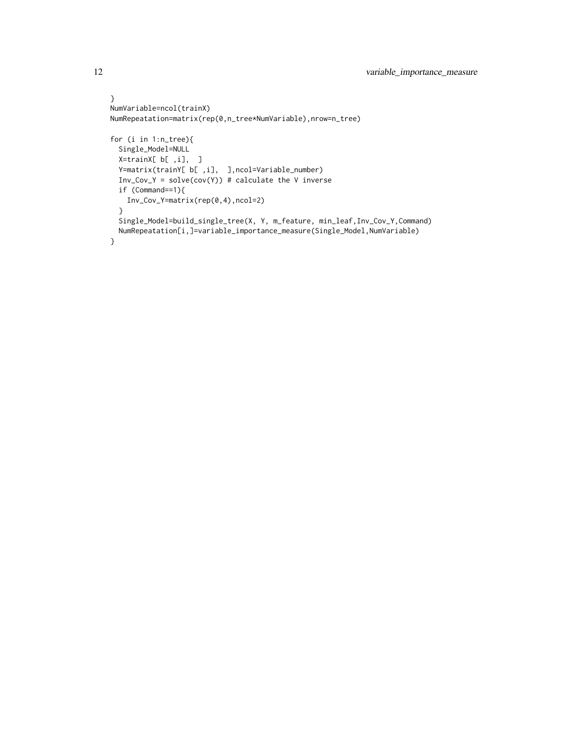```
}
NumVariable=ncol(trainX)
NumRepeatation=matrix(rep(0,n_tree*NumVariable),nrow=n_tree)

for (i in 1:n_tree){
  Single_Model=NULL
  X=trainX[ b[ ,i],  ]
  Y=matrix(trainY[ b[ ,i],  ],ncol=Variable_number)
  Inv_Cov_Y = solve(cov(Y)) # calculate the V inverse
  if (Command==1){
    Inv_Cov_Y=matrix(rep(0,4),ncol=2)
  }
  Single_Model=build_single_tree(X, Y, m_feature, min_leaf,Inv_Cov_Y,Command)
  NumRepeatation[i,]=variable_importance_measure(Single_Model,NumVariable)
}
```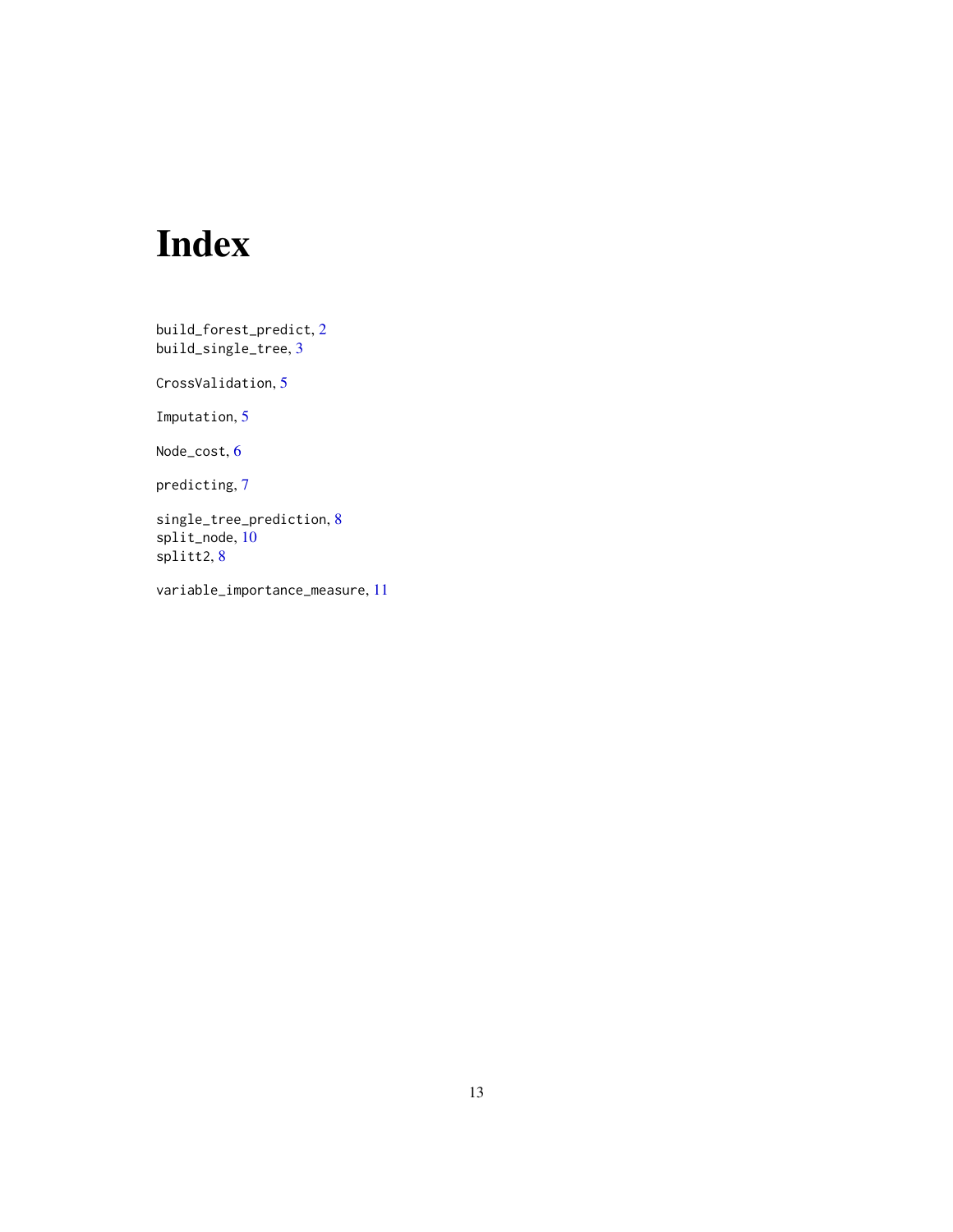# Index

build_forest_predict, 2
build_single_tree, 3

CrossValidation, 5

Imputation, 5

Node_cost, 6

predicting, 7

single_tree_prediction, 8
split_node, 10
splitt2, 8

variable_importance_measure, 11